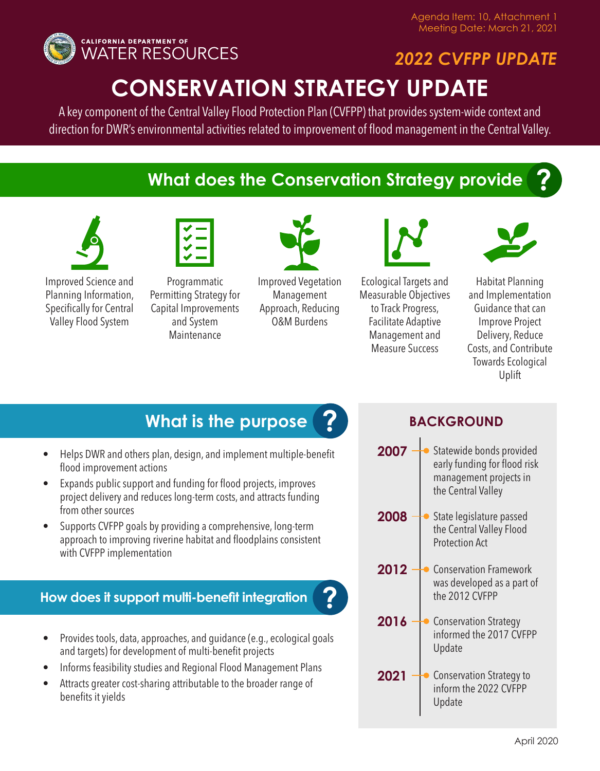Agenda Item: 10, Attachment 1
Meeting Date: March 21, 2021

CALIFORNIA DEPARTMENT OF WATER RESOURCES

*2022 CVFPP UPDATE*

# CONSERVATION STRATEGY UPDATE

A key component of the Central Valley Flood Protection Plan (CVFPP) that provides system-wide context and direction for DWR's environmental activities related to improvement of flood management in the Central Valley.

## What does the Conservation Strategy provide?

- Improved Science and Planning Information, Specifically for Central Valley Flood System
- Programmatic Permitting Strategy for Capital Improvements and System Maintenance
- Improved Vegetation Management Approach, Reducing O&M Burdens
- Ecological Targets and Measurable Objectives to Track Progress, Facilitate Adaptive Management and Measure Success
- Habitat Planning and Implementation Guidance that can Improve Project Delivery, Reduce Costs, and Contribute Towards Ecological Uplift

## What is the purpose?

- Helps DWR and others plan, design, and implement multiple-benefit flood improvement actions
- Expands public support and funding for flood projects, improves project delivery and reduces long-term costs, and attracts funding from other sources
- Supports CVFPP goals by providing a comprehensive, long-term approach to improving riverine habitat and floodplains consistent with CVFPP implementation

## How does it support multi-benefit integration?

- Provides tools, data, approaches, and guidance (e.g., ecological goals and targets) for development of multi-benefit projects
- Informs feasibility studies and Regional Flood Management Plans
- Attracts greater cost-sharing attributable to the broader range of benefits it yields

## BACKGROUND

- **2007** – Statewide bonds provided early funding for flood risk management projects in the Central Valley
- **2008** – State legislature passed the Central Valley Flood Protection Act
- **2012** – Conservation Framework was developed as a part of the 2012 CVFPP
- **2016** – Conservation Strategy informed the 2017 CVFPP Update
- **2021** – Conservation Strategy to inform the 2022 CVFPP Update

April 2020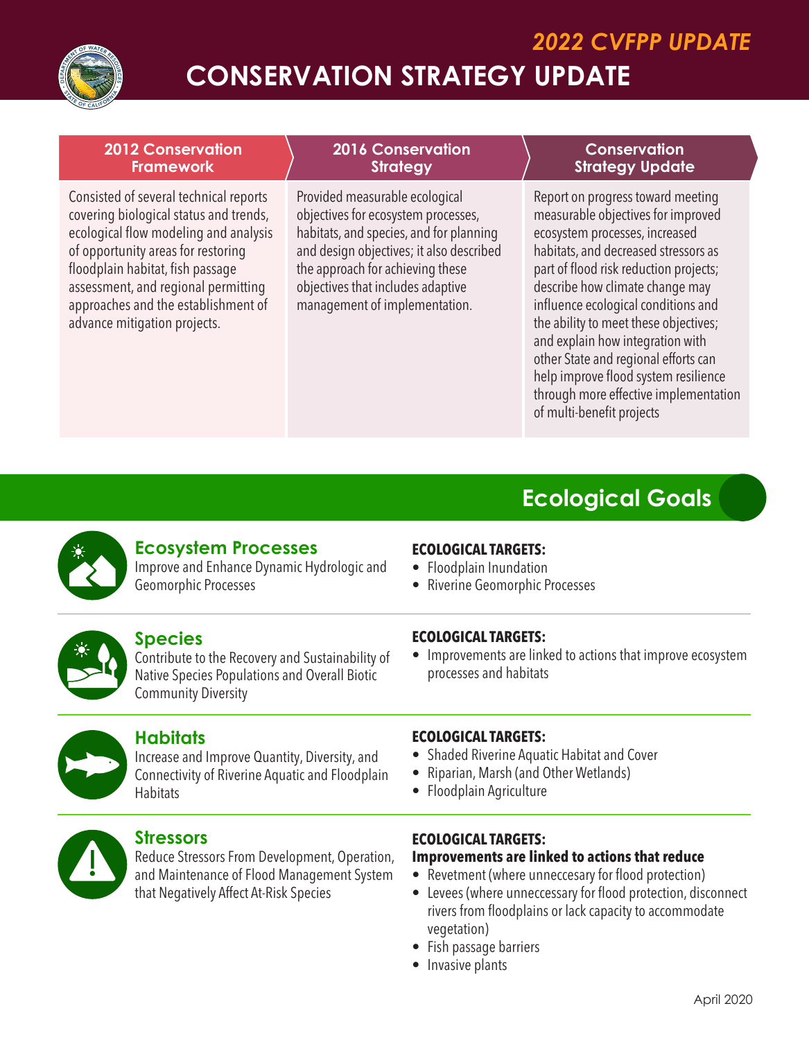*2022 CVFPP UPDATE*

# CONSERVATION STRATEGY UPDATE

| 2012 Conservation Framework | 2016 Conservation Strategy | Conservation Strategy Update |
|---|---|---|
| Consisted of several technical reports covering biological status and trends, ecological flow modeling and analysis of opportunity areas for restoring floodplain habitat, fish passage assessment, and regional permitting approaches and the establishment of advance mitigation projects. | Provided measurable ecological objectives for ecosystem processes, habitats, and species, and for planning and design objectives; it also described the approach for achieving these objectives that includes adaptive management of implementation. | Report on progress toward meeting measurable objectives for improved ecosystem processes, increased habitats, and decreased stressors as part of flood risk reduction projects; describe how climate change may influence ecological conditions and the ability to meet these objectives; and explain how integration with other State and regional efforts can help improve flood system resilience through more effective implementation of multi-benefit projects |

## Ecological Goals

### Ecosystem Processes

Improve and Enhance Dynamic Hydrologic and Geomorphic Processes

**ECOLOGICAL TARGETS:**

- Floodplain Inundation
- Riverine Geomorphic Processes

### Species

Contribute to the Recovery and Sustainability of Native Species Populations and Overall Biotic Community Diversity

**ECOLOGICAL TARGETS:**

- Improvements are linked to actions that improve ecosystem processes and habitats

### Habitats

Increase and Improve Quantity, Diversity, and Connectivity of Riverine Aquatic and Floodplain Habitats

**ECOLOGICAL TARGETS:**

- Shaded Riverine Aquatic Habitat and Cover
- Riparian, Marsh (and Other Wetlands)
- Floodplain Agriculture

### Stressors

Reduce Stressors From Development, Operation, and Maintenance of Flood Management System that Negatively Affect At-Risk Species

**ECOLOGICAL TARGETS:**

**Improvements are linked to actions that reduce**

- Revetment (where unneccesary for flood protection)
- Levees (where unneccessary for flood protection, disconnect rivers from floodplains or lack capacity to accommodate vegetation)
- Fish passage barriers
- Invasive plants

April 2020